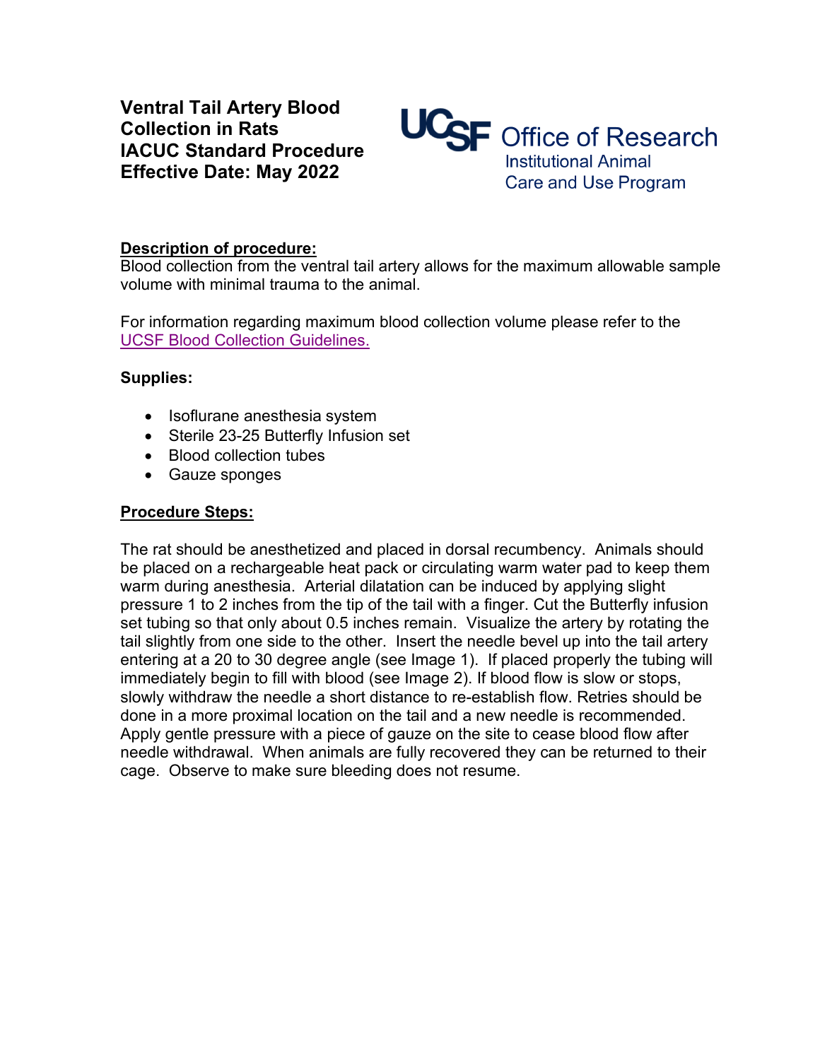# Ventral Tail Artery Blood Collection in Rats
# IACUC Standard Procedure
# Effective Date: May 2022

UCSF Office of Research
Institutional Animal Care and Use Program

## Description of procedure:

Blood collection from the ventral tail artery allows for the maximum allowable sample volume with minimal trauma to the animal.

For information regarding maximum blood collection volume please refer to the UCSF Blood Collection Guidelines.

**Supplies:**

- Isoflurane anesthesia system
- Sterile 23-25 Butterfly Infusion set
- Blood collection tubes
- Gauze sponges

## Procedure Steps:

The rat should be anesthetized and placed in dorsal recumbency. Animals should be placed on a rechargeable heat pack or circulating warm water pad to keep them warm during anesthesia. Arterial dilatation can be induced by applying slight pressure 1 to 2 inches from the tip of the tail with a finger. Cut the Butterfly infusion set tubing so that only about 0.5 inches remain. Visualize the artery by rotating the tail slightly from one side to the other. Insert the needle bevel up into the tail artery entering at a 20 to 30 degree angle (see Image 1). If placed properly the tubing will immediately begin to fill with blood (see Image 2). If blood flow is slow or stops, slowly withdraw the needle a short distance to re-establish flow. Retries should be done in a more proximal location on the tail and a new needle is recommended. Apply gentle pressure with a piece of gauze on the site to cease blood flow after needle withdrawal. When animals are fully recovered they can be returned to their cage. Observe to make sure bleeding does not resume.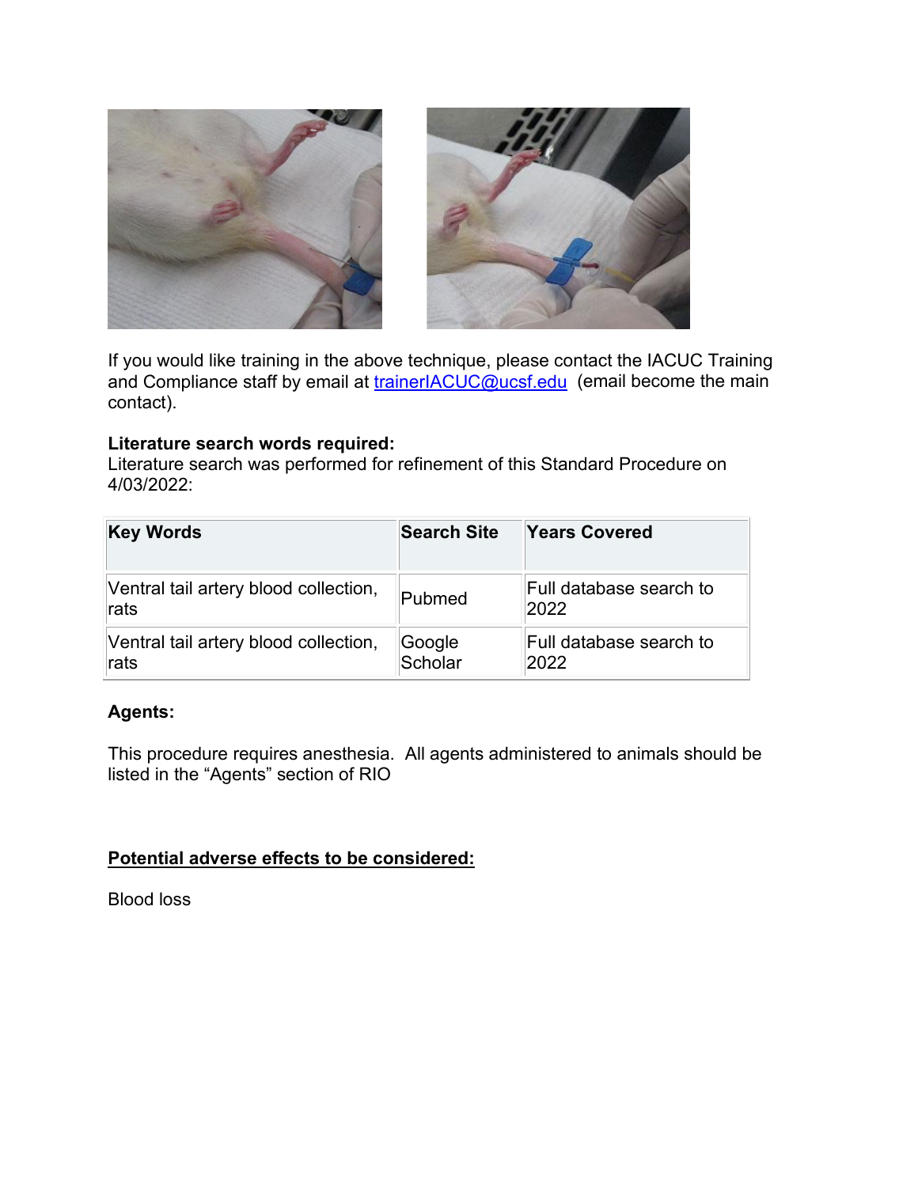If you would like training in the above technique, please contact the IACUC Training and Compliance staff by email at trainerIACUC@ucsf.edu (email become the main contact).

**Literature search words required:**
Literature search was performed for refinement of this Standard Procedure on 4/03/2022:

| Key Words | Search Site | Years Covered |
| --- | --- | --- |
| Ventral tail artery blood collection, rats | Pubmed | Full database search to 2022 |
| Ventral tail artery blood collection, rats | Google Scholar | Full database search to 2022 |

**Agents:**

This procedure requires anesthesia. All agents administered to animals should be listed in the "Agents" section of RIO

**Potential adverse effects to be considered:**

Blood loss